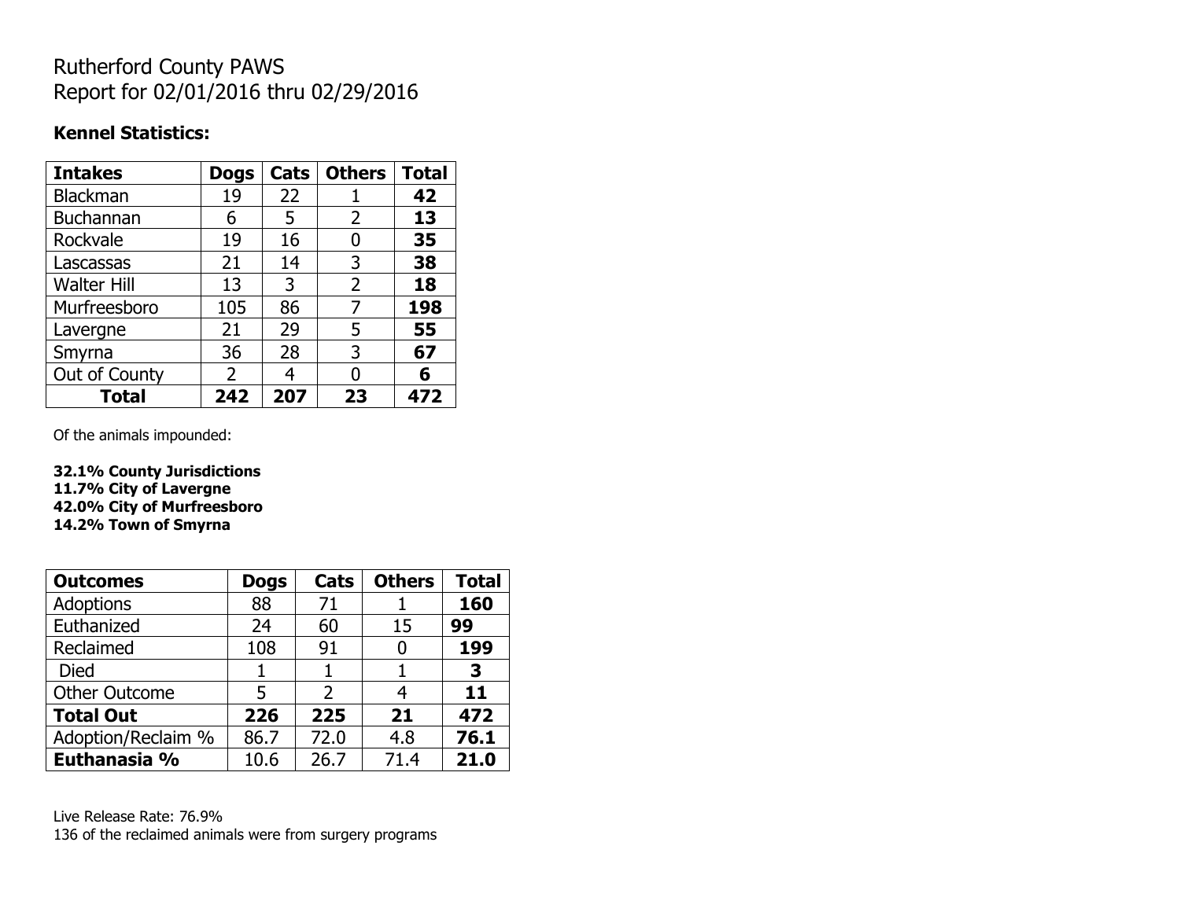Rutherford County PAWS
Report for 02/01/2016 thru 02/29/2016

**Kennel Statistics:**

| Intakes | Dogs | Cats | Others | Total |
|---|---|---|---|---|
| Blackman | 19 | 22 | 1 | **42** |
| Buchannan | 6 | 5 | 2 | **13** |
| Rockvale | 19 | 16 | 0 | **35** |
| Lascassas | 21 | 14 | 3 | **38** |
| Walter Hill | 13 | 3 | 2 | **18** |
| Murfreesboro | 105 | 86 | 7 | **198** |
| Lavergne | 21 | 29 | 5 | **55** |
| Smyrna | 36 | 28 | 3 | **67** |
| Out of County | 2 | 4 | 0 | **6** |
| **Total** | **242** | **207** | **23** | **472** |

Of the animals impounded:

**32.1% County Jurisdictions**
**11.7% City of Lavergne**
**42.0% City of Murfreesboro**
**14.2% Town of Smyrna**

| Outcomes | Dogs | Cats | Others | Total |
|---|---|---|---|---|
| Adoptions | 88 | 71 | 1 | **160** |
| Euthanized | 24 | 60 | 15 | **99** |
| Reclaimed | 108 | 91 | 0 | **199** |
| Died | 1 | 1 | 1 | **3** |
| Other Outcome | 5 | 2 | 4 | **11** |
| **Total Out** | **226** | **225** | **21** | **472** |
| Adoption/Reclaim % | 86.7 | 72.0 | 4.8 | **76.1** |
| **Euthanasia %** | 10.6 | 26.7 | 71.4 | **21.0** |

Live Release Rate: 76.9%
136 of the reclaimed animals were from surgery programs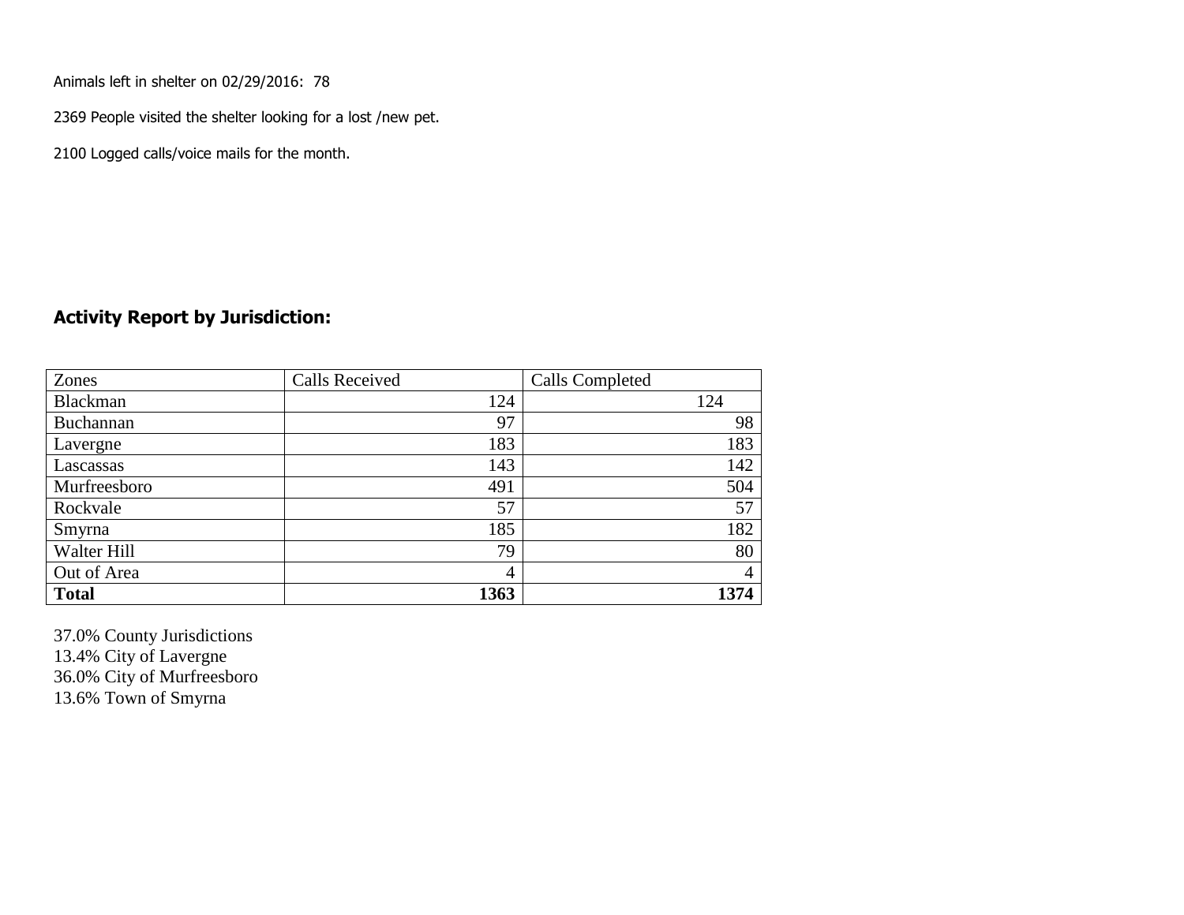Animals left in shelter on 02/29/2016: 78

2369 People visited the shelter looking for a lost /new pet.

2100 Logged calls/voice mails for the month.

## Activity Report by Jurisdiction:

| Zones | Calls Received | Calls Completed |
|---|---|---|
| Blackman | 124 | 124 |
| Buchannan | 97 | 98 |
| Lavergne | 183 | 183 |
| Lascassas | 143 | 142 |
| Murfreesboro | 491 | 504 |
| Rockvale | 57 | 57 |
| Smyrna | 185 | 182 |
| Walter Hill | 79 | 80 |
| Out of Area | 4 | 4 |
| **Total** | **1363** | **1374** |

37.0% County Jurisdictions
13.4% City of Lavergne
36.0% City of Murfreesboro
13.6% Town of Smyrna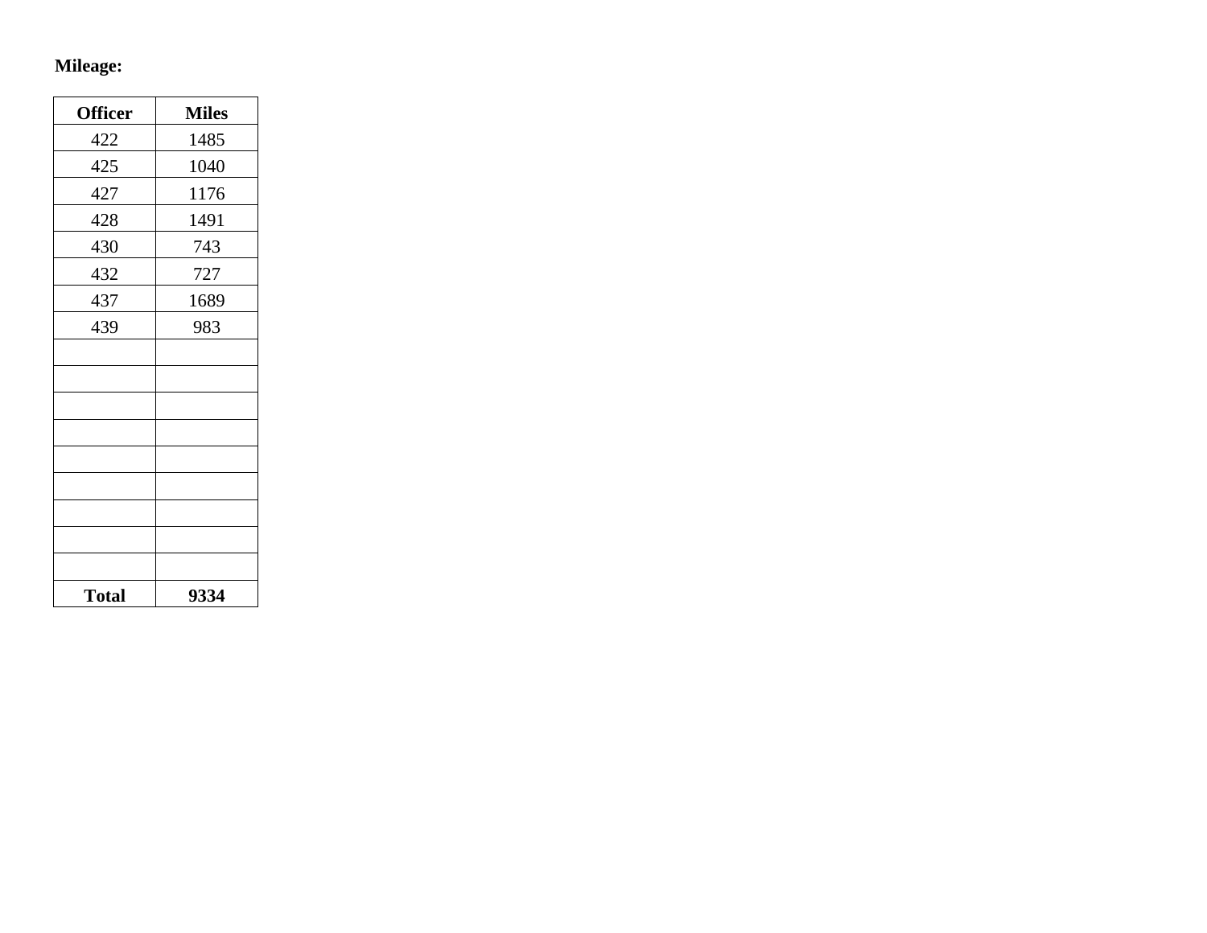**Mileage:**

| Officer | Miles |
|---|---|
| 422 | 1485 |
| 425 | 1040 |
| 427 | 1176 |
| 428 | 1491 |
| 430 | 743 |
| 432 | 727 |
| 437 | 1689 |
| 439 | 983 |
| | |
| | |
| | |
| | |
| | |
| | |
| | |
| | |
| | |
| **Total** | **9334** |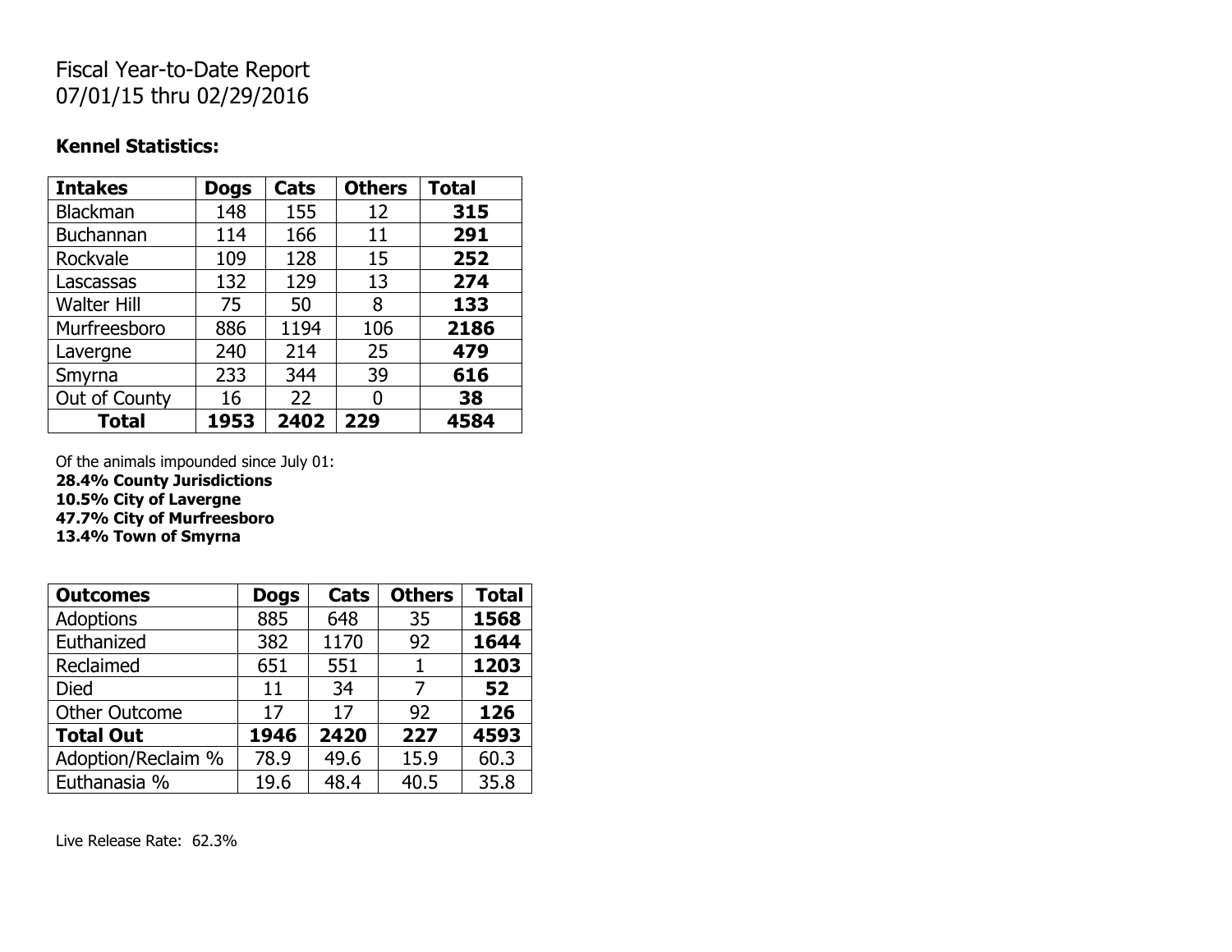Fiscal Year-to-Date Report
07/01/15 thru 02/29/2016

**Kennel Statistics:**

| Intakes | Dogs | Cats | Others | Total |
|---|---|---|---|---|
| Blackman | 148 | 155 | 12 | **315** |
| Buchannan | 114 | 166 | 11 | **291** |
| Rockvale | 109 | 128 | 15 | **252** |
| Lascassas | 132 | 129 | 13 | **274** |
| Walter Hill | 75 | 50 | 8 | **133** |
| Murfreesboro | 886 | 1194 | 106 | **2186** |
| Lavergne | 240 | 214 | 25 | **479** |
| Smyrna | 233 | 344 | 39 | **616** |
| Out of County | 16 | 22 | 0 | **38** |
| **Total** | **1953** | **2402** | **229** | 4584 |

Of the animals impounded since July 01:
**28.4% County Jurisdictions**
**10.5% City of Lavergne**
**47.7% City of Murfreesboro**
**13.4% Town of Smyrna**

| Outcomes | Dogs | Cats | Others | Total |
|---|---|---|---|---|
| Adoptions | 885 | 648 | 35 | **1568** |
| Euthanized | 382 | 1170 | 92 | **1644** |
| Reclaimed | 651 | 551 | 1 | **1203** |
| Died | 11 | 34 | 7 | **52** |
| Other Outcome | 17 | 17 | 92 | **126** |
| **Total Out** | **1946** | **2420** | **227** | **4593** |
| Adoption/Reclaim % | 78.9 | 49.6 | 15.9 | 60.3 |
| Euthanasia % | 19.6 | 48.4 | 40.5 | 35.8 |

Live Release Rate: 62.3%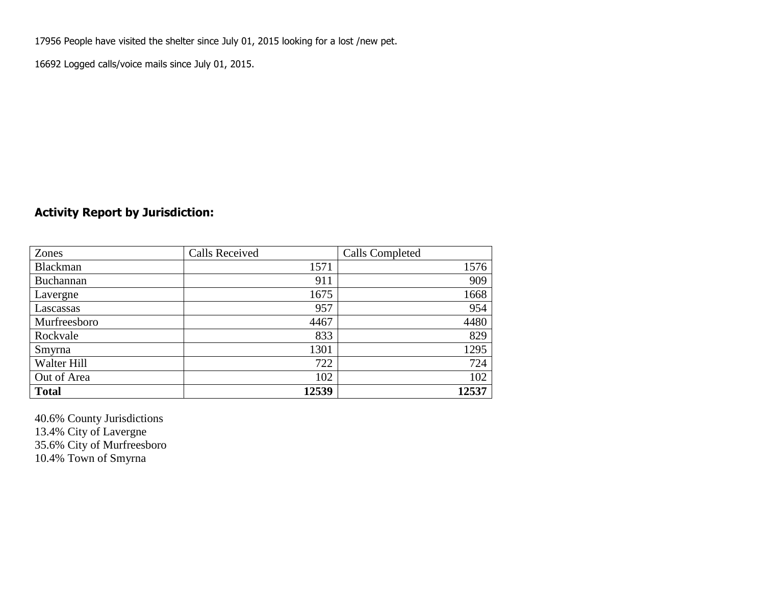17956 People have visited the shelter since July 01, 2015 looking for a lost /new pet.

16692 Logged calls/voice mails since July 01, 2015.

## Activity Report by Jurisdiction:

| Zones | Calls Received | Calls Completed |
|---|---|---|
| Blackman | 1571 | 1576 |
| Buchannan | 911 | 909 |
| Lavergne | 1675 | 1668 |
| Lascassas | 957 | 954 |
| Murfreesboro | 4467 | 4480 |
| Rockvale | 833 | 829 |
| Smyrna | 1301 | 1295 |
| Walter Hill | 722 | 724 |
| Out of Area | 102 | 102 |
| **Total** | **12539** | **12537** |

40.6% County Jurisdictions
13.4% City of Lavergne
35.6% City of Murfreesboro
10.4% Town of Smyrna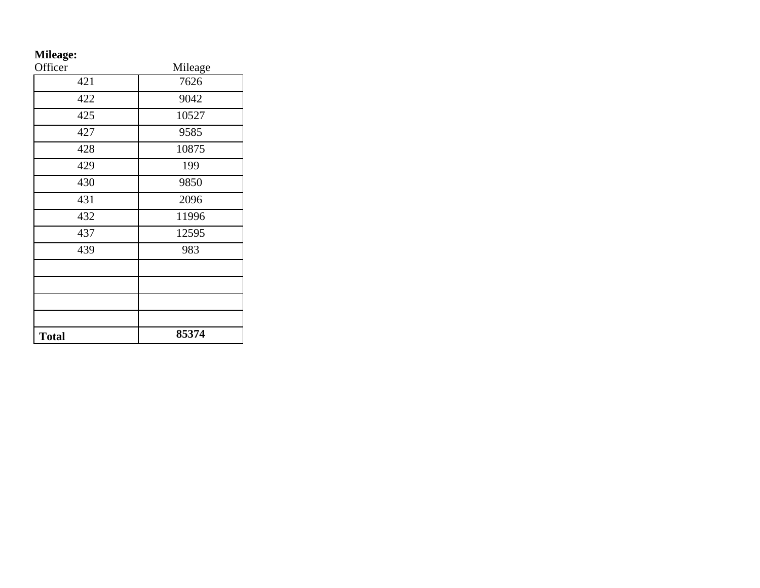**Mileage:**

| Officer | Mileage |
|---|---|
| 421 | 7626 |
| 422 | 9042 |
| 425 | 10527 |
| 427 | 9585 |
| 428 | 10875 |
| 429 | 199 |
| 430 | 9850 |
| 431 | 2096 |
| 432 | 11996 |
| 437 | 12595 |
| 439 | 983 |
| | |
| | |
| | |
| | |
| **Total** | **85374** |